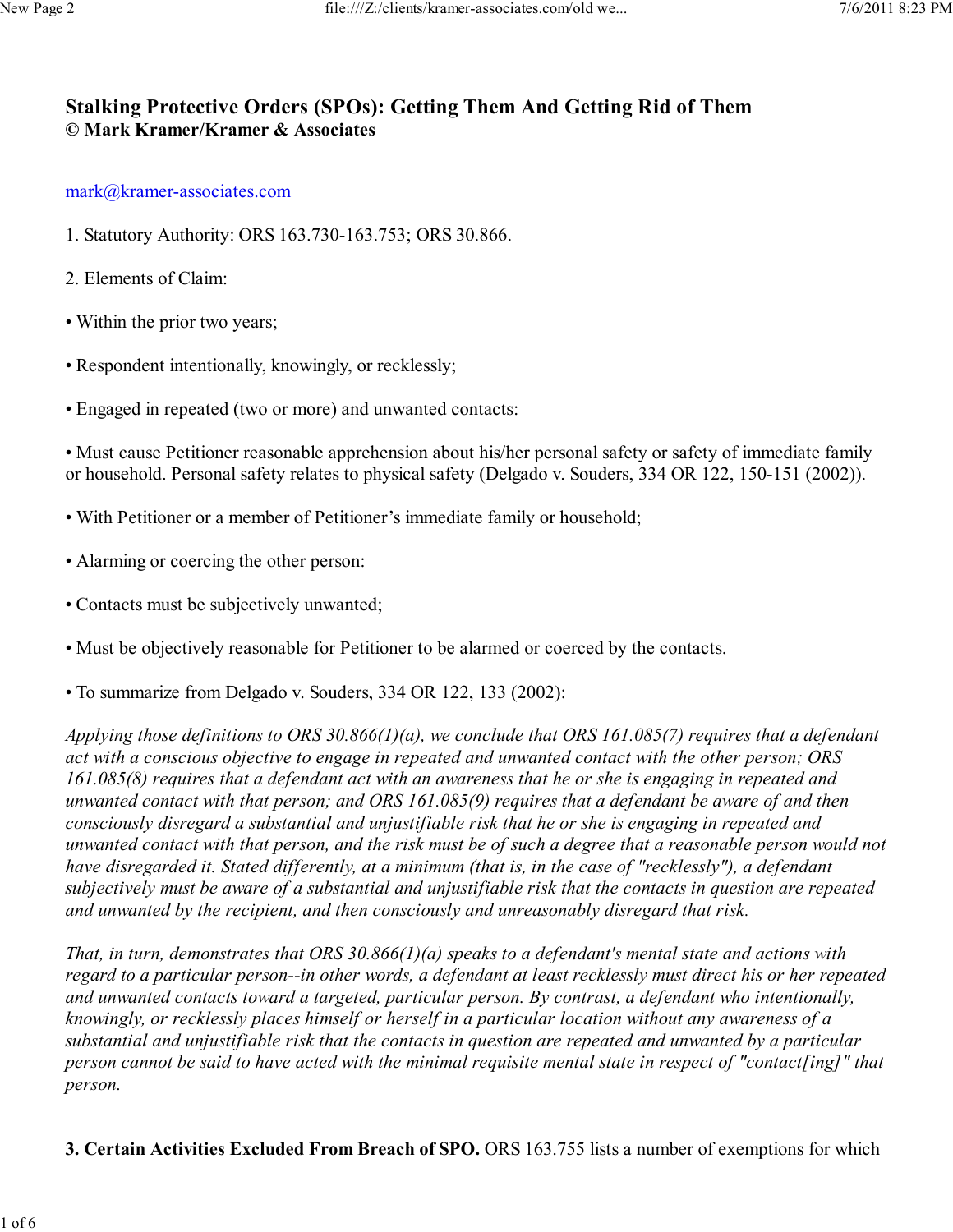# Stalking Protective Orders (SPOs): Getting Them And Getting Rid of Them
**© Mark Kramer/Kramer & Associates**

mark@kramer-associates.com

1. Statutory Authority: ORS 163.730-163.753; ORS 30.866.

2. Elements of Claim:

• Within the prior two years;

• Respondent intentionally, knowingly, or recklessly;

• Engaged in repeated (two or more) and unwanted contacts:

• Must cause Petitioner reasonable apprehension about his/her personal safety or safety of immediate family or household. Personal safety relates to physical safety (Delgado v. Souders, 334 OR 122, 150-151 (2002)).

• With Petitioner or a member of Petitioner's immediate family or household;

• Alarming or coercing the other person:

• Contacts must be subjectively unwanted;

• Must be objectively reasonable for Petitioner to be alarmed or coerced by the contacts.

• To summarize from Delgado v. Souders, 334 OR 122, 133 (2002):

*Applying those definitions to ORS 30.866(1)(a), we conclude that ORS 161.085(7) requires that a defendant act with a conscious objective to engage in repeated and unwanted contact with the other person; ORS 161.085(8) requires that a defendant act with an awareness that he or she is engaging in repeated and unwanted contact with that person; and ORS 161.085(9) requires that a defendant be aware of and then consciously disregard a substantial and unjustifiable risk that he or she is engaging in repeated and unwanted contact with that person, and the risk must be of such a degree that a reasonable person would not have disregarded it. Stated differently, at a minimum (that is, in the case of "recklessly"), a defendant subjectively must be aware of a substantial and unjustifiable risk that the contacts in question are repeated and unwanted by the recipient, and then consciously and unreasonably disregard that risk.*

*That, in turn, demonstrates that ORS 30.866(1)(a) speaks to a defendant's mental state and actions with regard to a particular person--in other words, a defendant at least recklessly must direct his or her repeated and unwanted contacts toward a targeted, particular person. By contrast, a defendant who intentionally, knowingly, or recklessly places himself or herself in a particular location without any awareness of a substantial and unjustifiable risk that the contacts in question are repeated and unwanted by a particular person cannot be said to have acted with the minimal requisite mental state in respect of "contact[ing]" that person.*

**3. Certain Activities Excluded From Breach of SPO.** ORS 163.755 lists a number of exemptions for which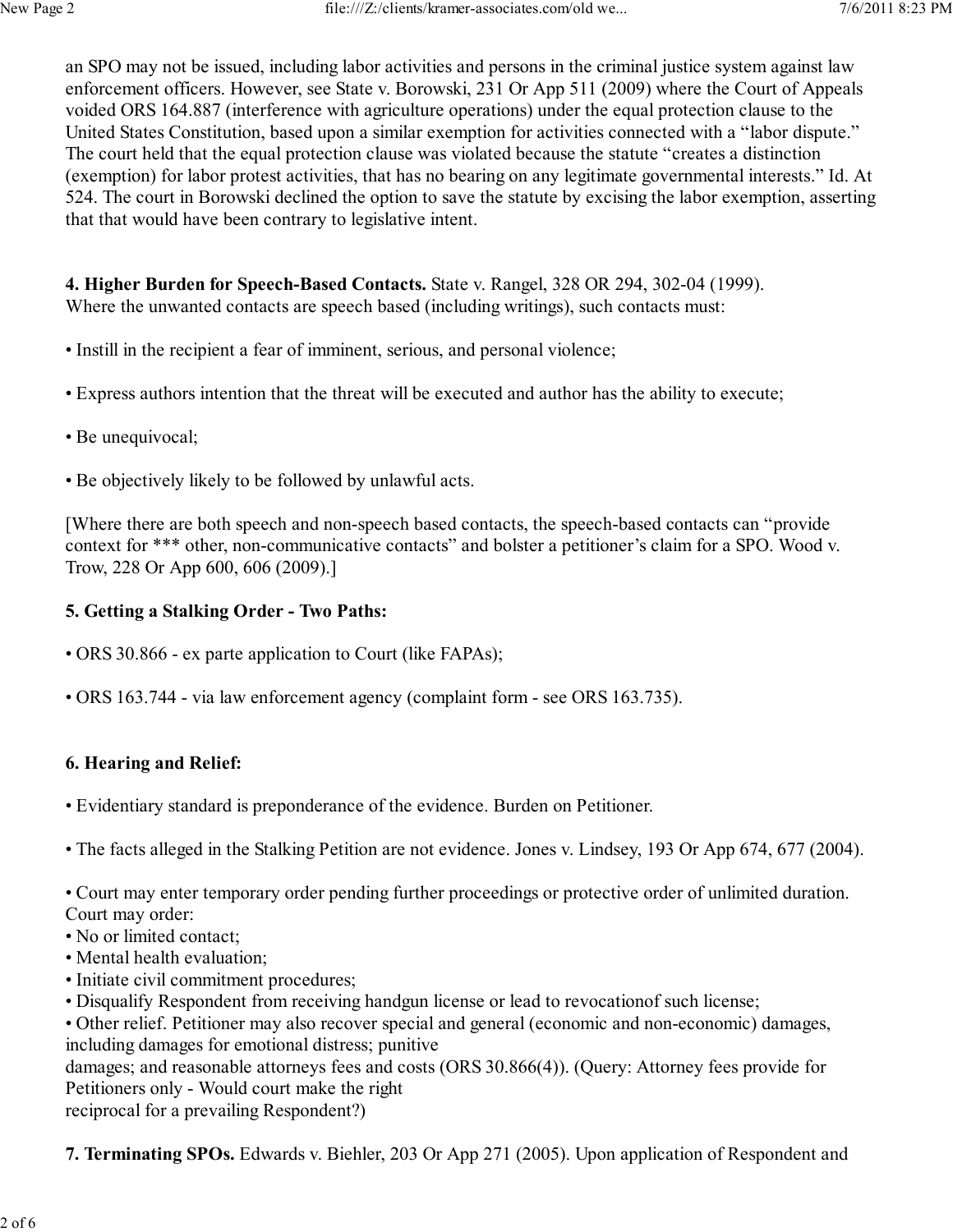an SPO may not be issued, including labor activities and persons in the criminal justice system against law enforcement officers. However, see State v. Borowski, 231 Or App 511 (2009) where the Court of Appeals voided ORS 164.887 (interference with agriculture operations) under the equal protection clause to the United States Constitution, based upon a similar exemption for activities connected with a "labor dispute." The court held that the equal protection clause was violated because the statute "creates a distinction (exemption) for labor protest activities, that has no bearing on any legitimate governmental interests." Id. At 524. The court in Borowski declined the option to save the statute by excising the labor exemption, asserting that that would have been contrary to legislative intent.

**4. Higher Burden for Speech-Based Contacts.** State v. Rangel, 328 OR 294, 302-04 (1999).
Where the unwanted contacts are speech based (including writings), such contacts must:

• Instill in the recipient a fear of imminent, serious, and personal violence;

• Express authors intention that the threat will be executed and author has the ability to execute;

• Be unequivocal;

• Be objectively likely to be followed by unlawful acts.

[Where there are both speech and non-speech based contacts, the speech-based contacts can "provide context for *** other, non-communicative contacts" and bolster a petitioner's claim for a SPO. Wood v. Trow, 228 Or App 600, 606 (2009).]

**5. Getting a Stalking Order - Two Paths:**

• ORS 30.866 - ex parte application to Court (like FAPAs);

• ORS 163.744 - via law enforcement agency (complaint form - see ORS 163.735).

**6. Hearing and Relief:**

• Evidentiary standard is preponderance of the evidence. Burden on Petitioner.

• The facts alleged in the Stalking Petition are not evidence. Jones v. Lindsey, 193 Or App 674, 677 (2004).

• Court may enter temporary order pending further proceedings or protective order of unlimited duration. Court may order:
• No or limited contact;
• Mental health evaluation;
• Initiate civil commitment procedures;
• Disqualify Respondent from receiving handgun license or lead to revocationof such license;
• Other relief. Petitioner may also recover special and general (economic and non-economic) damages, including damages for emotional distress; punitive damages; and reasonable attorneys fees and costs (ORS 30.866(4)). (Query: Attorney fees provide for Petitioners only - Would court make the right reciprocal for a prevailing Respondent?)

**7. Terminating SPOs.** Edwards v. Biehler, 203 Or App 271 (2005). Upon application of Respondent and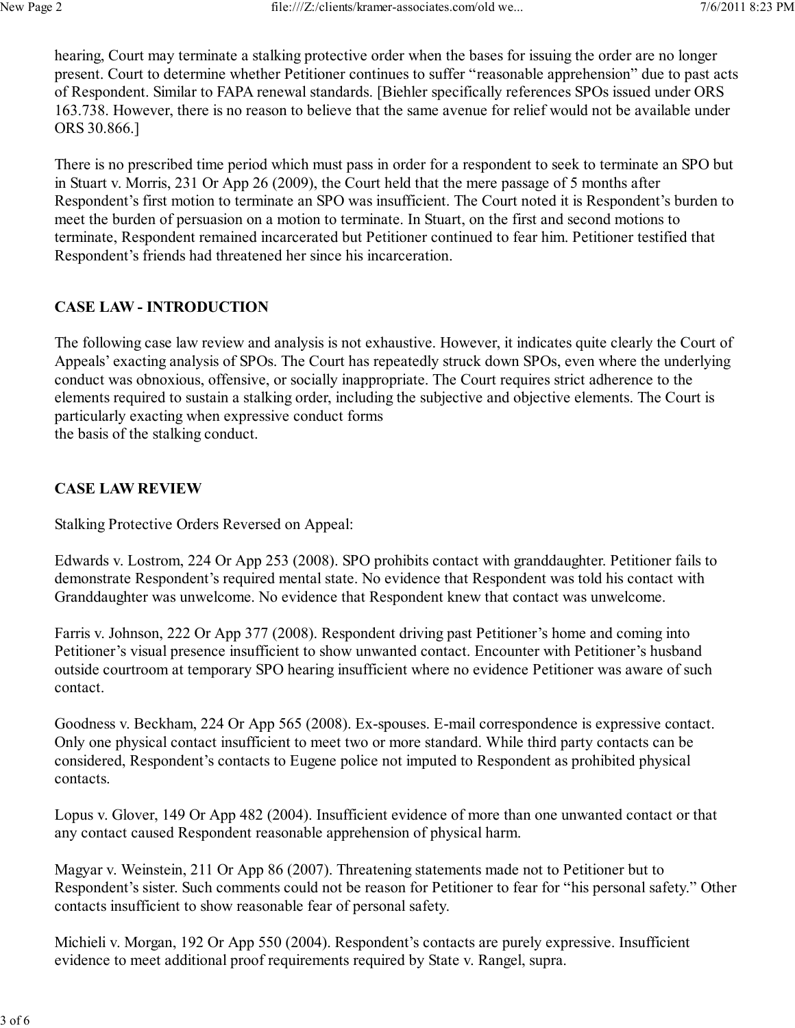hearing, Court may terminate a stalking protective order when the bases for issuing the order are no longer present. Court to determine whether Petitioner continues to suffer "reasonable apprehension" due to past acts of Respondent. Similar to FAPA renewal standards. [Biehler specifically references SPOs issued under ORS 163.738. However, there is no reason to believe that the same avenue for relief would not be available under ORS 30.866.]

There is no prescribed time period which must pass in order for a respondent to seek to terminate an SPO but in Stuart v. Morris, 231 Or App 26 (2009), the Court held that the mere passage of 5 months after Respondent's first motion to terminate an SPO was insufficient. The Court noted it is Respondent's burden to meet the burden of persuasion on a motion to terminate. In Stuart, on the first and second motions to terminate, Respondent remained incarcerated but Petitioner continued to fear him. Petitioner testified that Respondent's friends had threatened her since his incarceration.

**CASE LAW - INTRODUCTION**

The following case law review and analysis is not exhaustive. However, it indicates quite clearly the Court of Appeals' exacting analysis of SPOs. The Court has repeatedly struck down SPOs, even where the underlying conduct was obnoxious, offensive, or socially inappropriate. The Court requires strict adherence to the elements required to sustain a stalking order, including the subjective and objective elements. The Court is particularly exacting when expressive conduct forms the basis of the stalking conduct.

**CASE LAW REVIEW**

Stalking Protective Orders Reversed on Appeal:

Edwards v. Lostrom, 224 Or App 253 (2008). SPO prohibits contact with granddaughter. Petitioner fails to demonstrate Respondent's required mental state. No evidence that Respondent was told his contact with Granddaughter was unwelcome. No evidence that Respondent knew that contact was unwelcome.

Farris v. Johnson, 222 Or App 377 (2008). Respondent driving past Petitioner's home and coming into Petitioner's visual presence insufficient to show unwanted contact. Encounter with Petitioner's husband outside courtroom at temporary SPO hearing insufficient where no evidence Petitioner was aware of such contact.

Goodness v. Beckham, 224 Or App 565 (2008). Ex-spouses. E-mail correspondence is expressive contact. Only one physical contact insufficient to meet two or more standard. While third party contacts can be considered, Respondent's contacts to Eugene police not imputed to Respondent as prohibited physical contacts.

Lopus v. Glover, 149 Or App 482 (2004). Insufficient evidence of more than one unwanted contact or that any contact caused Respondent reasonable apprehension of physical harm.

Magyar v. Weinstein, 211 Or App 86 (2007). Threatening statements made not to Petitioner but to Respondent's sister. Such comments could not be reason for Petitioner to fear for "his personal safety." Other contacts insufficient to show reasonable fear of personal safety.

Michieli v. Morgan, 192 Or App 550 (2004). Respondent's contacts are purely expressive. Insufficient evidence to meet additional proof requirements required by State v. Rangel, supra.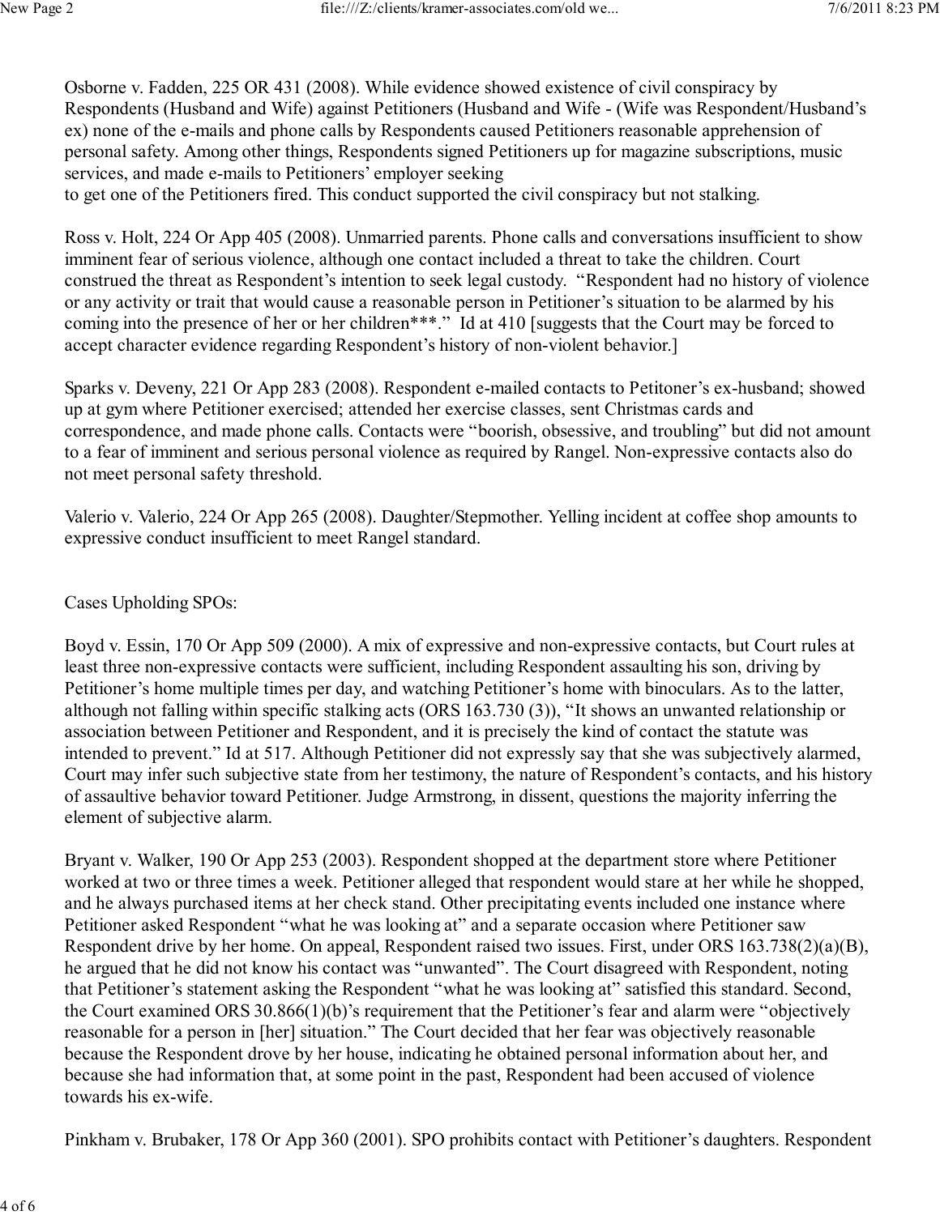Osborne v. Fadden, 225 OR 431 (2008). While evidence showed existence of civil conspiracy by Respondents (Husband and Wife) against Petitioners (Husband and Wife - (Wife was Respondent/Husband's ex) none of the e-mails and phone calls by Respondents caused Petitioners reasonable apprehension of personal safety. Among other things, Respondents signed Petitioners up for magazine subscriptions, music services, and made e-mails to Petitioners' employer seeking
to get one of the Petitioners fired. This conduct supported the civil conspiracy but not stalking.

Ross v. Holt, 224 Or App 405 (2008). Unmarried parents. Phone calls and conversations insufficient to show imminent fear of serious violence, although one contact included a threat to take the children. Court construed the threat as Respondent's intention to seek legal custody. "Respondent had no history of violence or any activity or trait that would cause a reasonable person in Petitioner's situation to be alarmed by his coming into the presence of her or her children***." Id at 410 [suggests that the Court may be forced to accept character evidence regarding Respondent's history of non-violent behavior.]

Sparks v. Deveny, 221 Or App 283 (2008). Respondent e-mailed contacts to Petitoner's ex-husband; showed up at gym where Petitioner exercised; attended her exercise classes, sent Christmas cards and correspondence, and made phone calls. Contacts were "boorish, obsessive, and troubling" but did not amount to a fear of imminent and serious personal violence as required by Rangel. Non-expressive contacts also do not meet personal safety threshold.

Valerio v. Valerio, 224 Or App 265 (2008). Daughter/Stepmother. Yelling incident at coffee shop amounts to expressive conduct insufficient to meet Rangel standard.

Cases Upholding SPOs:

Boyd v. Essin, 170 Or App 509 (2000). A mix of expressive and non-expressive contacts, but Court rules at least three non-expressive contacts were sufficient, including Respondent assaulting his son, driving by Petitioner's home multiple times per day, and watching Petitioner's home with binoculars. As to the latter, although not falling within specific stalking acts (ORS 163.730 (3)), "It shows an unwanted relationship or association between Petitioner and Respondent, and it is precisely the kind of contact the statute was intended to prevent." Id at 517. Although Petitioner did not expressly say that she was subjectively alarmed, Court may infer such subjective state from her testimony, the nature of Respondent's contacts, and his history of assaultive behavior toward Petitioner. Judge Armstrong, in dissent, questions the majority inferring the element of subjective alarm.

Bryant v. Walker, 190 Or App 253 (2003). Respondent shopped at the department store where Petitioner worked at two or three times a week. Petitioner alleged that respondent would stare at her while he shopped, and he always purchased items at her check stand. Other precipitating events included one instance where Petitioner asked Respondent "what he was looking at" and a separate occasion where Petitioner saw Respondent drive by her home. On appeal, Respondent raised two issues. First, under ORS 163.738(2)(a)(B), he argued that he did not know his contact was "unwanted". The Court disagreed with Respondent, noting that Petitioner's statement asking the Respondent "what he was looking at" satisfied this standard. Second, the Court examined ORS 30.866(1)(b)'s requirement that the Petitioner's fear and alarm were "objectively reasonable for a person in [her] situation." The Court decided that her fear was objectively reasonable because the Respondent drove by her house, indicating he obtained personal information about her, and because she had information that, at some point in the past, Respondent had been accused of violence towards his ex-wife.

Pinkham v. Brubaker, 178 Or App 360 (2001). SPO prohibits contact with Petitioner's daughters. Respondent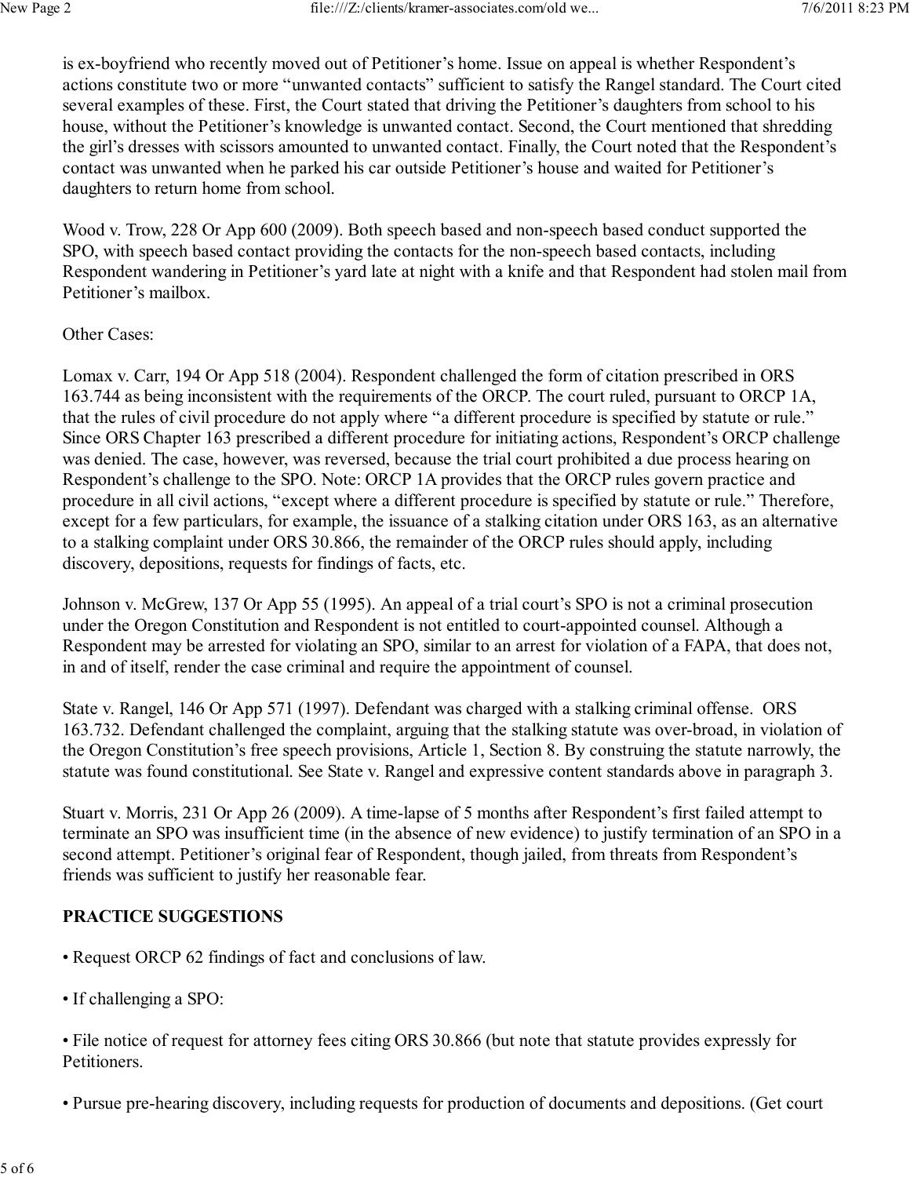is ex-boyfriend who recently moved out of Petitioner's home. Issue on appeal is whether Respondent's actions constitute two or more "unwanted contacts" sufficient to satisfy the Rangel standard. The Court cited several examples of these. First, the Court stated that driving the Petitioner's daughters from school to his house, without the Petitioner's knowledge is unwanted contact. Second, the Court mentioned that shredding the girl's dresses with scissors amounted to unwanted contact. Finally, the Court noted that the Respondent's contact was unwanted when he parked his car outside Petitioner's house and waited for Petitioner's daughters to return home from school.

Wood v. Trow, 228 Or App 600 (2009). Both speech based and non-speech based conduct supported the SPO, with speech based contact providing the contacts for the non-speech based contacts, including Respondent wandering in Petitioner's yard late at night with a knife and that Respondent had stolen mail from Petitioner's mailbox.

Other Cases:

Lomax v. Carr, 194 Or App 518 (2004). Respondent challenged the form of citation prescribed in ORS 163.744 as being inconsistent with the requirements of the ORCP. The court ruled, pursuant to ORCP 1A, that the rules of civil procedure do not apply where "a different procedure is specified by statute or rule." Since ORS Chapter 163 prescribed a different procedure for initiating actions, Respondent's ORCP challenge was denied. The case, however, was reversed, because the trial court prohibited a due process hearing on Respondent's challenge to the SPO. Note: ORCP 1A provides that the ORCP rules govern practice and procedure in all civil actions, "except where a different procedure is specified by statute or rule." Therefore, except for a few particulars, for example, the issuance of a stalking citation under ORS 163, as an alternative to a stalking complaint under ORS 30.866, the remainder of the ORCP rules should apply, including discovery, depositions, requests for findings of facts, etc.

Johnson v. McGrew, 137 Or App 55 (1995). An appeal of a trial court's SPO is not a criminal prosecution under the Oregon Constitution and Respondent is not entitled to court-appointed counsel. Although a Respondent may be arrested for violating an SPO, similar to an arrest for violation of a FAPA, that does not, in and of itself, render the case criminal and require the appointment of counsel.

State v. Rangel, 146 Or App 571 (1997). Defendant was charged with a stalking criminal offense. ORS 163.732. Defendant challenged the complaint, arguing that the stalking statute was over-broad, in violation of the Oregon Constitution's free speech provisions, Article 1, Section 8. By construing the statute narrowly, the statute was found constitutional. See State v. Rangel and expressive content standards above in paragraph 3.

Stuart v. Morris, 231 Or App 26 (2009). A time-lapse of 5 months after Respondent's first failed attempt to terminate an SPO was insufficient time (in the absence of new evidence) to justify termination of an SPO in a second attempt. Petitioner's original fear of Respondent, though jailed, from threats from Respondent's friends was sufficient to justify her reasonable fear.

**PRACTICE SUGGESTIONS**

• Request ORCP 62 findings of fact and conclusions of law.

• If challenging a SPO:

• File notice of request for attorney fees citing ORS 30.866 (but note that statute provides expressly for Petitioners.

• Pursue pre-hearing discovery, including requests for production of documents and depositions. (Get court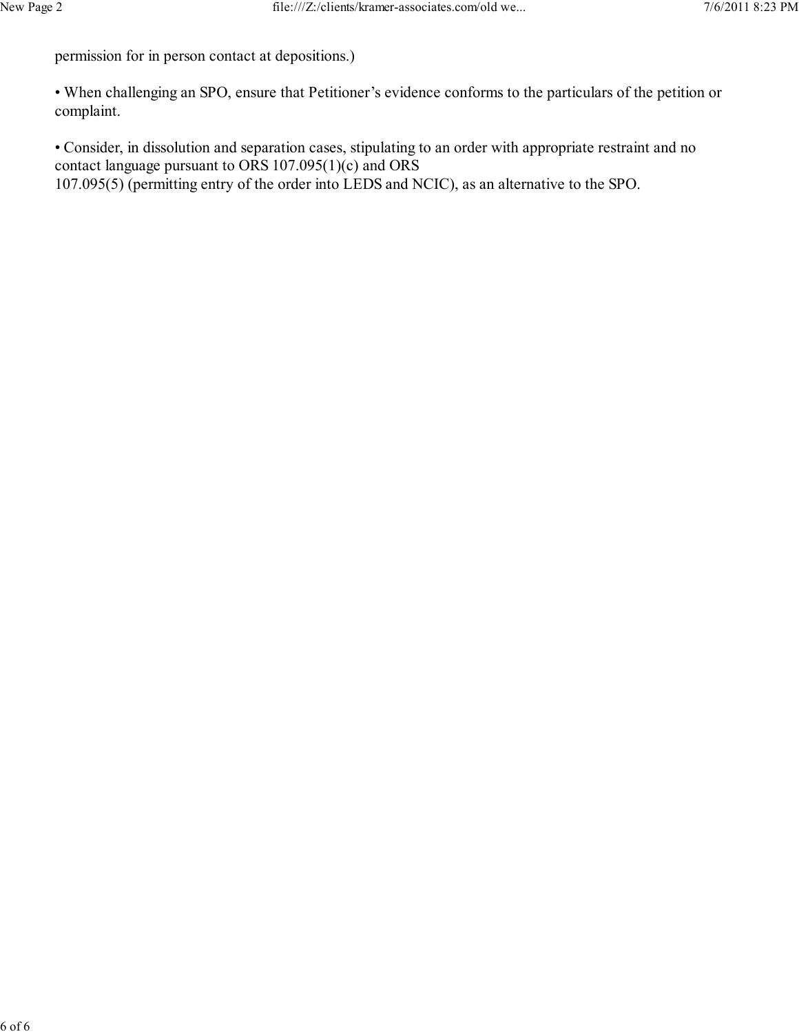permission for in person contact at depositions.)

- When challenging an SPO, ensure that Petitioner's evidence conforms to the particulars of the petition or complaint.

- Consider, in dissolution and separation cases, stipulating to an order with appropriate restraint and no contact language pursuant to ORS 107.095(1)(c) and ORS 107.095(5) (permitting entry of the order into LEDS and NCIC), as an alternative to the SPO.